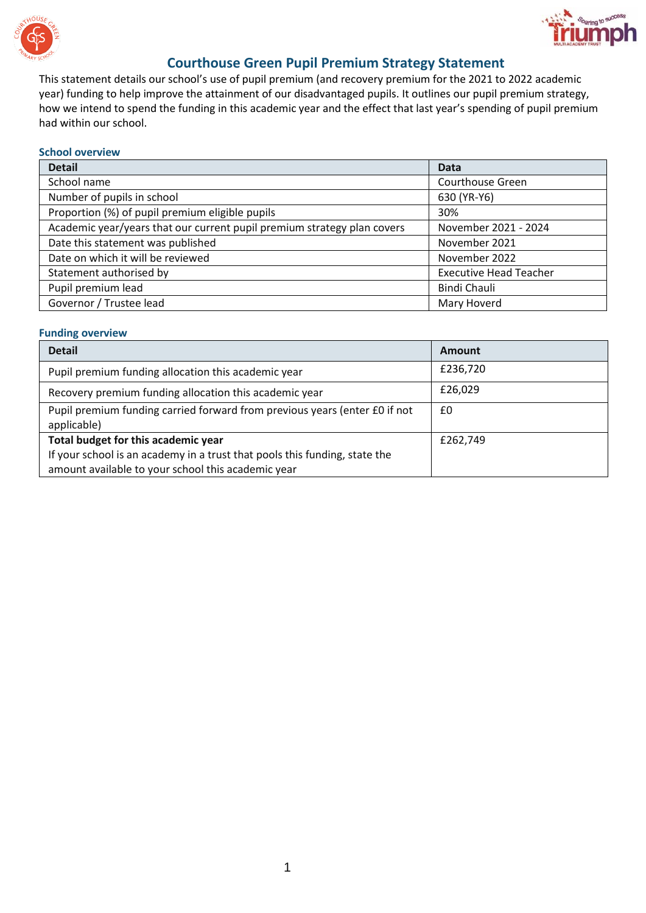# Courthouse Green Pupil Premium Strategy Statement

This statement details our school's use of pupil premium (and recovery premium for the 2021 to 2022 academic year) funding to help improve the attainment of our disadvantaged pupils. It outlines our pupil premium strategy, how we intend to spend the funding in this academic year and the effect that last year's spending of pupil premium had within our school.

## School overview

| Detail | Data |
| --- | --- |
| School name | Courthouse Green |
| Number of pupils in school | 630 (YR-Y6) |
| Proportion (%) of pupil premium eligible pupils | 30% |
| Academic year/years that our current pupil premium strategy plan covers | November 2021 - 2024 |
| Date this statement was published | November 2021 |
| Date on which it will be reviewed | November 2022 |
| Statement authorised by | Executive Head Teacher |
| Pupil premium lead | Bindi Chauli |
| Governor / Trustee lead | Mary Hoverd |

## Funding overview

| Detail | Amount |
| --- | --- |
| Pupil premium funding allocation this academic year | £236,720 |
| Recovery premium funding allocation this academic year | £26,029 |
| Pupil premium funding carried forward from previous years (enter £0 if not applicable) | £0 |
| **Total budget for this academic year**<br>If your school is an academy in a trust that pools this funding, state the amount available to your school this academic year | £262,749 |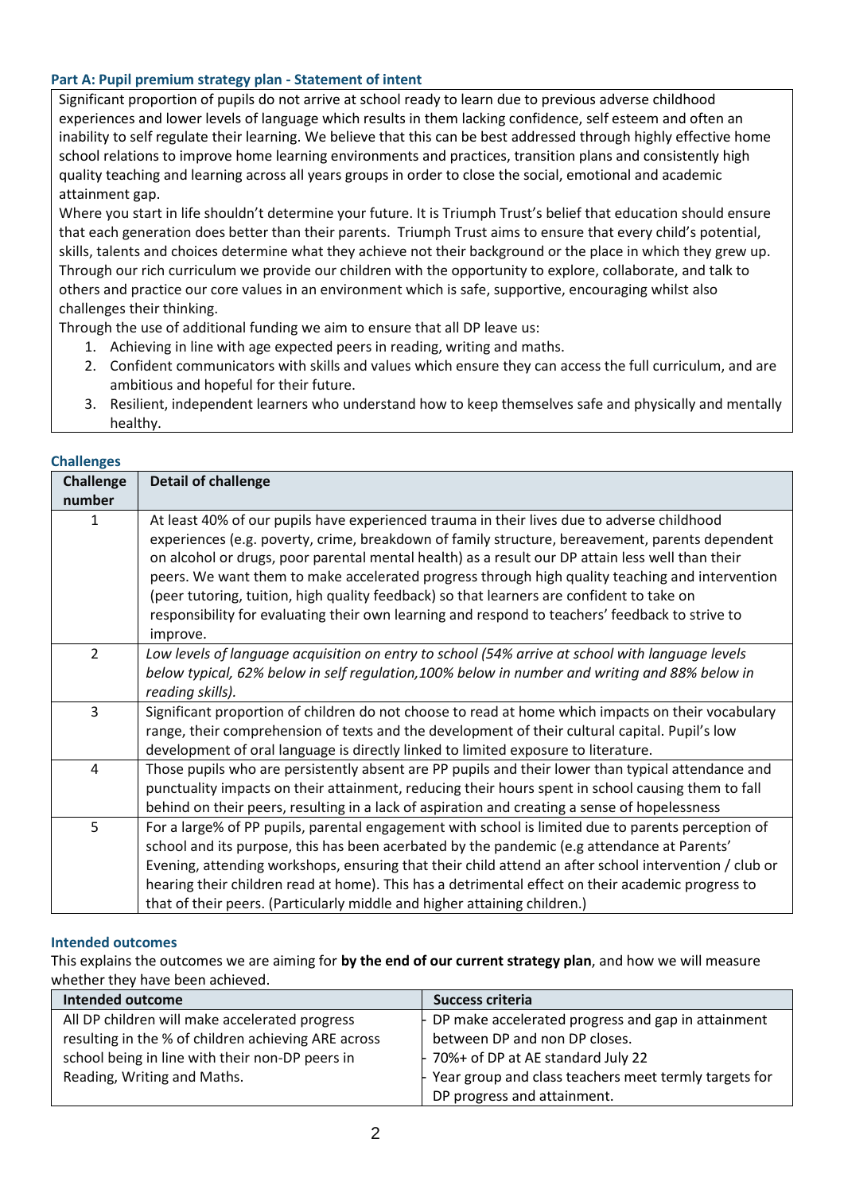### Part A: Pupil premium strategy plan - Statement of intent

Significant proportion of pupils do not arrive at school ready to learn due to previous adverse childhood experiences and lower levels of language which results in them lacking confidence, self esteem and often an inability to self regulate their learning. We believe that this can be best addressed through highly effective home school relations to improve home learning environments and practices, transition plans and consistently high quality teaching and learning across all years groups in order to close the social, emotional and academic attainment gap.

Where you start in life shouldn't determine your future. It is Triumph Trust's belief that education should ensure that each generation does better than their parents. Triumph Trust aims to ensure that every child's potential, skills, talents and choices determine what they achieve not their background or the place in which they grew up. Through our rich curriculum we provide our children with the opportunity to explore, collaborate, and talk to others and practice our core values in an environment which is safe, supportive, encouraging whilst also challenges their thinking.

Through the use of additional funding we aim to ensure that all DP leave us:

1. Achieving in line with age expected peers in reading, writing and maths.
2. Confident communicators with skills and values which ensure they can access the full curriculum, and are ambitious and hopeful for their future.
3. Resilient, independent learners who understand how to keep themselves safe and physically and mentally healthy.

### Challenges

| Challenge number | Detail of challenge |
|---|---|
| 1 | At least 40% of our pupils have experienced trauma in their lives due to adverse childhood experiences (e.g. poverty, crime, breakdown of family structure, bereavement, parents dependent on alcohol or drugs, poor parental mental health) as a result our DP attain less well than their peers. We want them to make accelerated progress through high quality teaching and intervention (peer tutoring, tuition, high quality feedback) so that learners are confident to take on responsibility for evaluating their own learning and respond to teachers' feedback to strive to improve. |
| 2 | *Low levels of language acquisition on entry to school (54% arrive at school with language levels below typical, 62% below in self regulation,100% below in number and writing and 88% below in reading skills).* |
| 3 | Significant proportion of children do not choose to read at home which impacts on their vocabulary range, their comprehension of texts and the development of their cultural capital. Pupil's low development of oral language is directly linked to limited exposure to literature. |
| 4 | Those pupils who are persistently absent are PP pupils and their lower than typical attendance and punctuality impacts on their attainment, reducing their hours spent in school causing them to fall behind on their peers, resulting in a lack of aspiration and creating a sense of hopelessness |
| 5 | For a large% of PP pupils, parental engagement with school is limited due to parents perception of school and its purpose, this has been acerbated by the pandemic (e.g attendance at Parents' Evening, attending workshops, ensuring that their child attend an after school intervention / club or hearing their children read at home). This has a detrimental effect on their academic progress to that of their peers. (Particularly middle and higher attaining children.) |

### Intended outcomes

This explains the outcomes we are aiming for **by the end of our current strategy plan**, and how we will measure whether they have been achieved.

| Intended outcome | Success criteria |
|---|---|
| All DP children will make accelerated progress resulting in the % of children achieving ARE across school being in line with their non-DP peers in Reading, Writing and Maths. | - DP make accelerated progress and gap in attainment between DP and non DP closes.<br>- 70%+ of DP at AE standard July 22<br>- Year group and class teachers meet termly targets for DP progress and attainment. |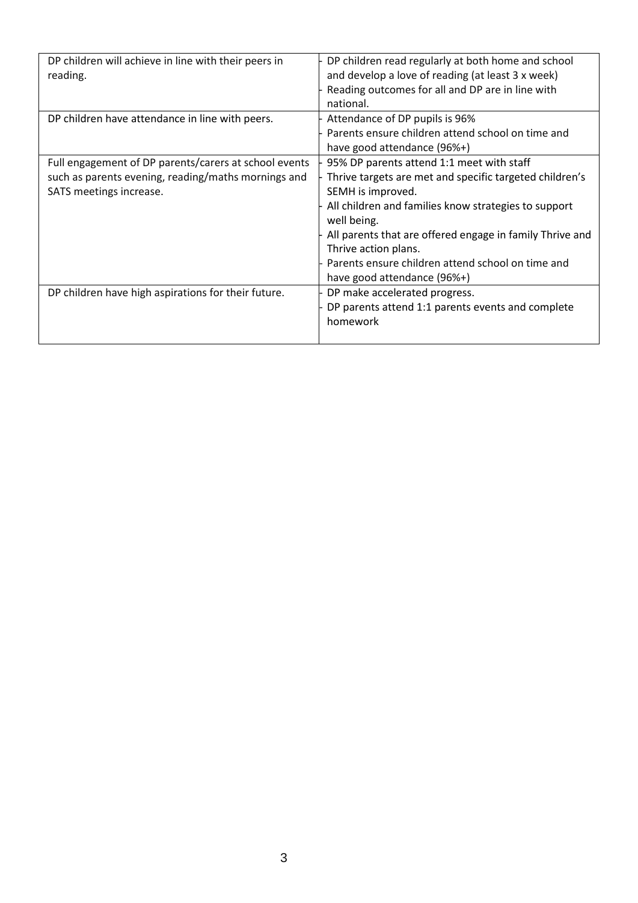| | |
|---|---|
| DP children will achieve in line with their peers in reading. | - DP children read regularly at both home and school and develop a love of reading (at least 3 x week)<br>- Reading outcomes for all and DP are in line with national. |
| DP children have attendance in line with peers. | - Attendance of DP pupils is 96%<br>- Parents ensure children attend school on time and have good attendance (96%+) |
| Full engagement of DP parents/carers at school events such as parents evening, reading/maths mornings and SATS meetings increase. | - 95% DP parents attend 1:1 meet with staff<br>- Thrive targets are met and specific targeted children's SEMH is improved.<br>- All children and families know strategies to support well being.<br>- All parents that are offered engage in family Thrive and Thrive action plans.<br>- Parents ensure children attend school on time and have good attendance (96%+) |
| DP children have high aspirations for their future. | - DP make accelerated progress.<br>- DP parents attend 1:1 parents events and complete homework |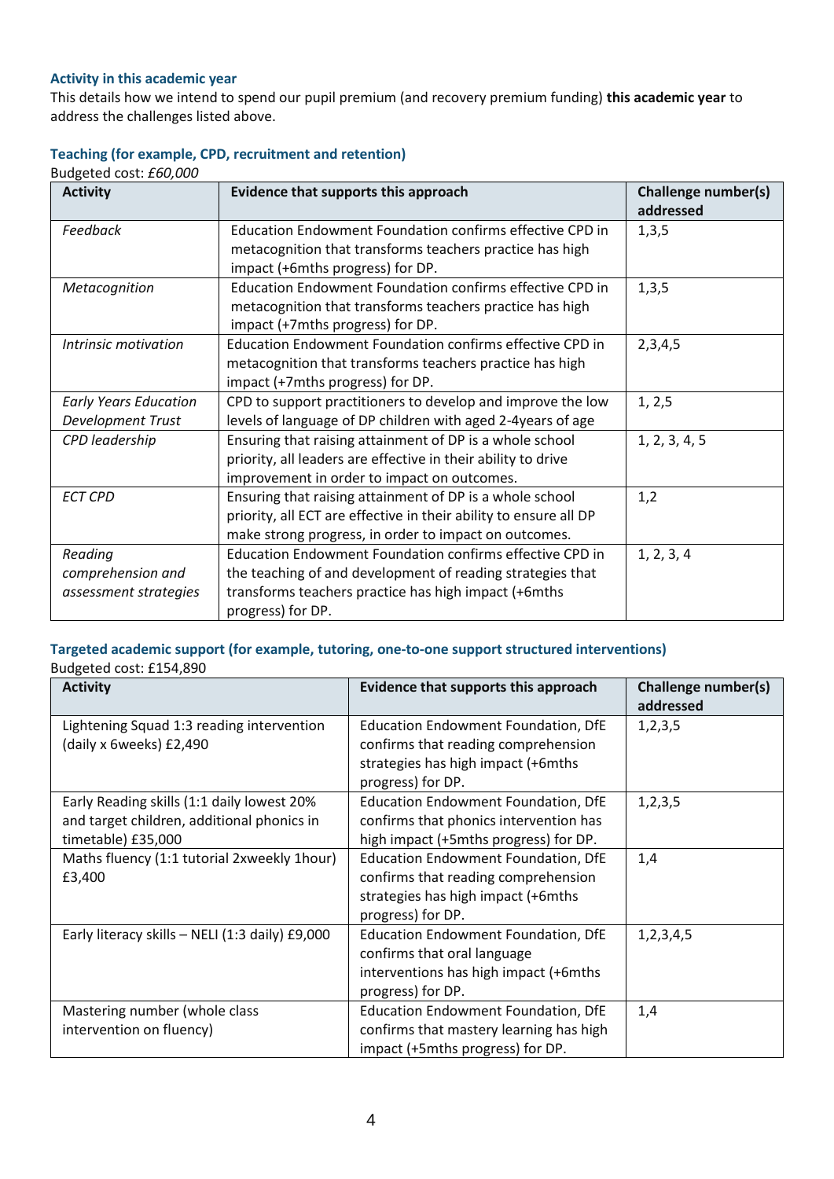### Activity in this academic year

This details how we intend to spend our pupil premium (and recovery premium funding) **this academic year** to address the challenges listed above.

### Teaching (for example, CPD, recruitment and retention)

Budgeted cost: *£60,000*

| Activity | Evidence that supports this approach | Challenge number(s) addressed |
|---|---|---|
| *Feedback* | Education Endowment Foundation confirms effective CPD in metacognition that transforms teachers practice has high impact (+6mths progress) for DP. | 1,3,5 |
| *Metacognition* | Education Endowment Foundation confirms effective CPD in metacognition that transforms teachers practice has high impact (+7mths progress) for DP. | 1,3,5 |
| *Intrinsic motivation* | Education Endowment Foundation confirms effective CPD in metacognition that transforms teachers practice has high impact (+7mths progress) for DP. | 2,3,4,5 |
| *Early Years Education Development Trust* | CPD to support practitioners to develop and improve the low levels of language of DP children with aged 2-4years of age | 1, 2,5 |
| *CPD leadership* | Ensuring that raising attainment of DP is a whole school priority, all leaders are effective in their ability to drive improvement in order to impact on outcomes. | 1, 2, 3, 4, 5 |
| *ECT CPD* | Ensuring that raising attainment of DP is a whole school priority, all ECT are effective in their ability to ensure all DP make strong progress, in order to impact on outcomes. | 1,2 |
| *Reading comprehension and assessment strategies* | Education Endowment Foundation confirms effective CPD in the teaching of and development of reading strategies that transforms teachers practice has high impact (+6mths progress) for DP. | 1, 2, 3, 4 |

### Targeted academic support (for example, tutoring, one-to-one support structured interventions)

Budgeted cost: £154,890

| Activity | Evidence that supports this approach | Challenge number(s) addressed |
|---|---|---|
| Lightening Squad 1:3 reading intervention (daily x 6weeks) £2,490 | Education Endowment Foundation, DfE confirms that reading comprehension strategies has high impact (+6mths progress) for DP. | 1,2,3,5 |
| Early Reading skills (1:1 daily lowest 20% and target children, additional phonics in timetable) £35,000 | Education Endowment Foundation, DfE confirms that phonics intervention has high impact (+5mths progress) for DP. | 1,2,3,5 |
| Maths fluency (1:1 tutorial 2xweekly 1hour) £3,400 | Education Endowment Foundation, DfE confirms that reading comprehension strategies has high impact (+6mths progress) for DP. | 1,4 |
| Early literacy skills – NELI (1:3 daily) £9,000 | Education Endowment Foundation, DfE confirms that oral language interventions has high impact (+6mths progress) for DP. | 1,2,3,4,5 |
| Mastering number (whole class intervention on fluency) | Education Endowment Foundation, DfE confirms that mastery learning has high impact (+5mths progress) for DP. | 1,4 |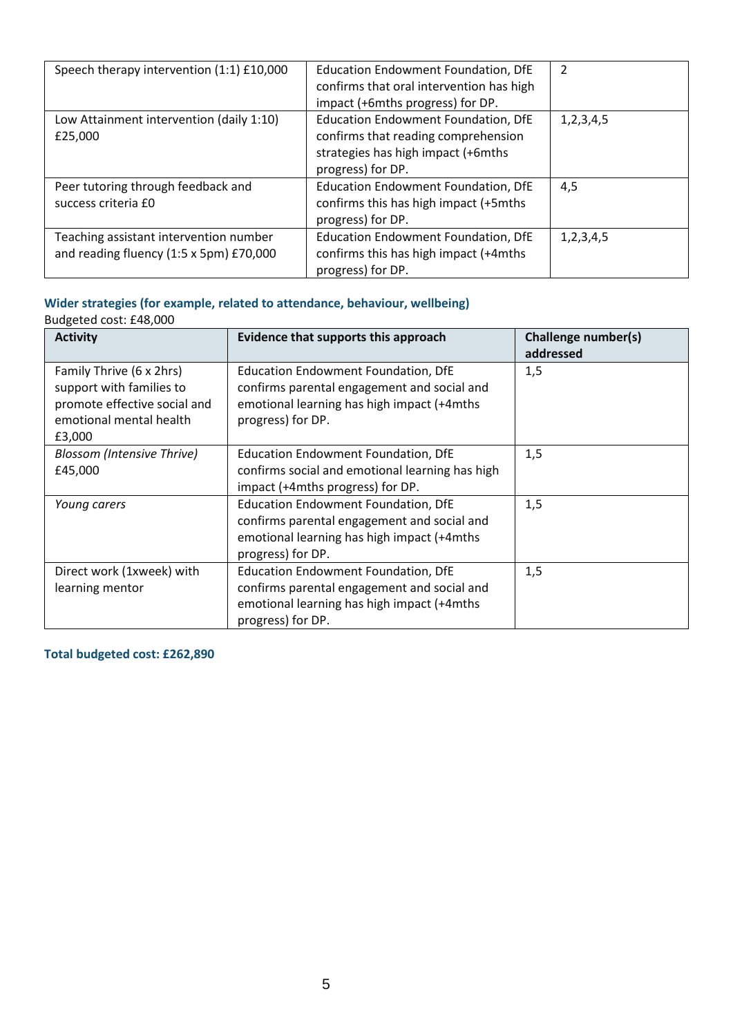| | | |
|---|---|---|
| Speech therapy intervention (1:1) £10,000 | Education Endowment Foundation, DfE confirms that oral intervention has high impact (+6mths progress) for DP. | 2 |
| Low Attainment intervention (daily 1:10) £25,000 | Education Endowment Foundation, DfE confirms that reading comprehension strategies has high impact (+6mths progress) for DP. | 1,2,3,4,5 |
| Peer tutoring through feedback and success criteria £0 | Education Endowment Foundation, DfE confirms this has high impact (+5mths progress) for DP. | 4,5 |
| Teaching assistant intervention number and reading fluency (1:5 x 5pm) £70,000 | Education Endowment Foundation, DfE confirms this has high impact (+4mths progress) for DP. | 1,2,3,4,5 |

### Wider strategies (for example, related to attendance, behaviour, wellbeing)

Budgeted cost: £48,000

| Activity | Evidence that supports this approach | Challenge number(s) addressed |
|---|---|---|
| Family Thrive (6 x 2hrs) support with families to promote effective social and emotional mental health £3,000 | Education Endowment Foundation, DfE confirms parental engagement and social and emotional learning has high impact (+4mths progress) for DP. | 1,5 |
| *Blossom (Intensive Thrive)* £45,000 | Education Endowment Foundation, DfE confirms social and emotional learning has high impact (+4mths progress) for DP. | 1,5 |
| *Young carers* | Education Endowment Foundation, DfE confirms parental engagement and social and emotional learning has high impact (+4mths progress) for DP. | 1,5 |
| Direct work (1xweek) with learning mentor | Education Endowment Foundation, DfE confirms parental engagement and social and emotional learning has high impact (+4mths progress) for DP. | 1,5 |

**Total budgeted cost: £262,890**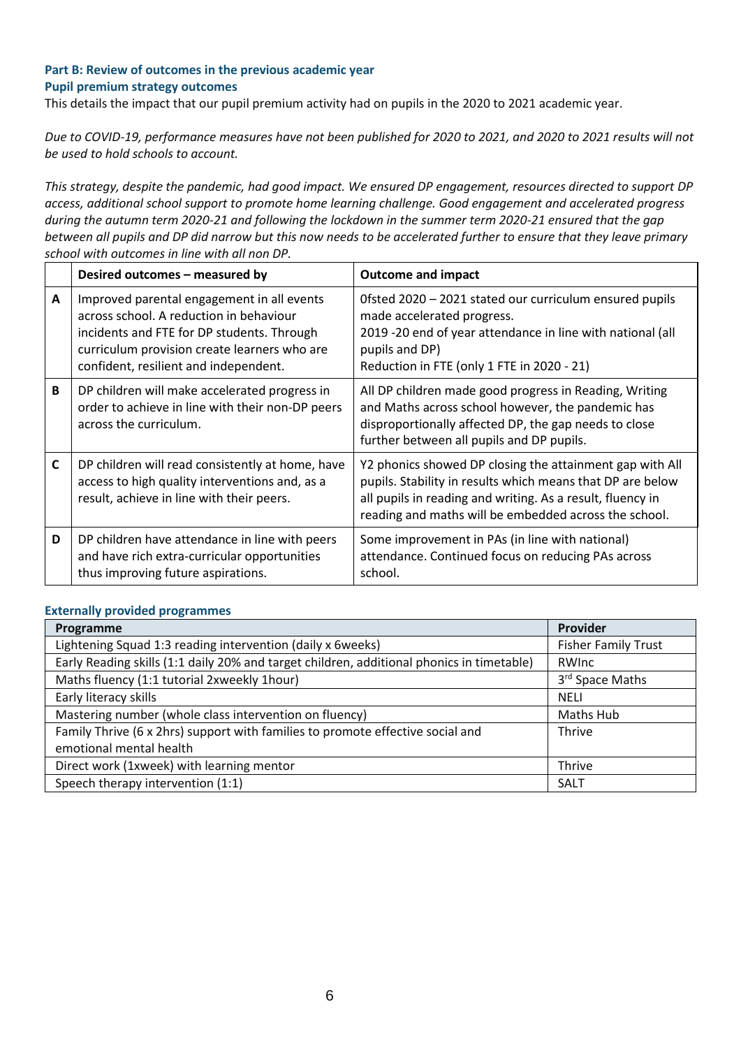### Part B: Review of outcomes in the previous academic year

### Pupil premium strategy outcomes

This details the impact that our pupil premium activity had on pupils in the 2020 to 2021 academic year.

*Due to COVID-19, performance measures have not been published for 2020 to 2021, and 2020 to 2021 results will not be used to hold schools to account.*

*This strategy, despite the pandemic, had good impact. We ensured DP engagement, resources directed to support DP access, additional school support to promote home learning challenge. Good engagement and accelerated progress during the autumn term 2020-21 and following the lockdown in the summer term 2020-21 ensured that the gap between all pupils and DP did narrow but this now needs to be accelerated further to ensure that they leave primary school with outcomes in line with all non DP.*

| | Desired outcomes – measured by | Outcome and impact |
|---|---|---|
| A | Improved parental engagement in all events across school. A reduction in behaviour incidents and FTE for DP students. Through curriculum provision create learners who are confident, resilient and independent. | 0fsted 2020 – 2021 stated our curriculum ensured pupils made accelerated progress.<br>2019 -20 end of year attendance in line with national (all pupils and DP)<br>Reduction in FTE (only 1 FTE in 2020 - 21) |
| B | DP children will make accelerated progress in order to achieve in line with their non-DP peers across the curriculum. | All DP children made good progress in Reading, Writing and Maths across school however, the pandemic has disproportionally affected DP, the gap needs to close further between all pupils and DP pupils. |
| C | DP children will read consistently at home, have access to high quality interventions and, as a result, achieve in line with their peers. | Y2 phonics showed DP closing the attainment gap with All pupils. Stability in results which means that DP are below all pupils in reading and writing. As a result, fluency in reading and maths will be embedded across the school. |
| D | DP children have attendance in line with peers and have rich extra-curricular opportunities thus improving future aspirations. | Some improvement in PAs (in line with national) attendance. Continued focus on reducing PAs across school. |

### Externally provided programmes

| Programme | Provider |
|---|---|
| Lightening Squad 1:3 reading intervention (daily x 6weeks) | Fisher Family Trust |
| Early Reading skills (1:1 daily 20% and target children, additional phonics in timetable) | RWInc |
| Maths fluency (1:1 tutorial 2xweekly 1hour) | 3rd Space Maths |
| Early literacy skills | NELI |
| Mastering number (whole class intervention on fluency) | Maths Hub |
| Family Thrive (6 x 2hrs) support with families to promote effective social and emotional mental health | Thrive |
| Direct work (1xweek) with learning mentor | Thrive |
| Speech therapy intervention (1:1) | SALT |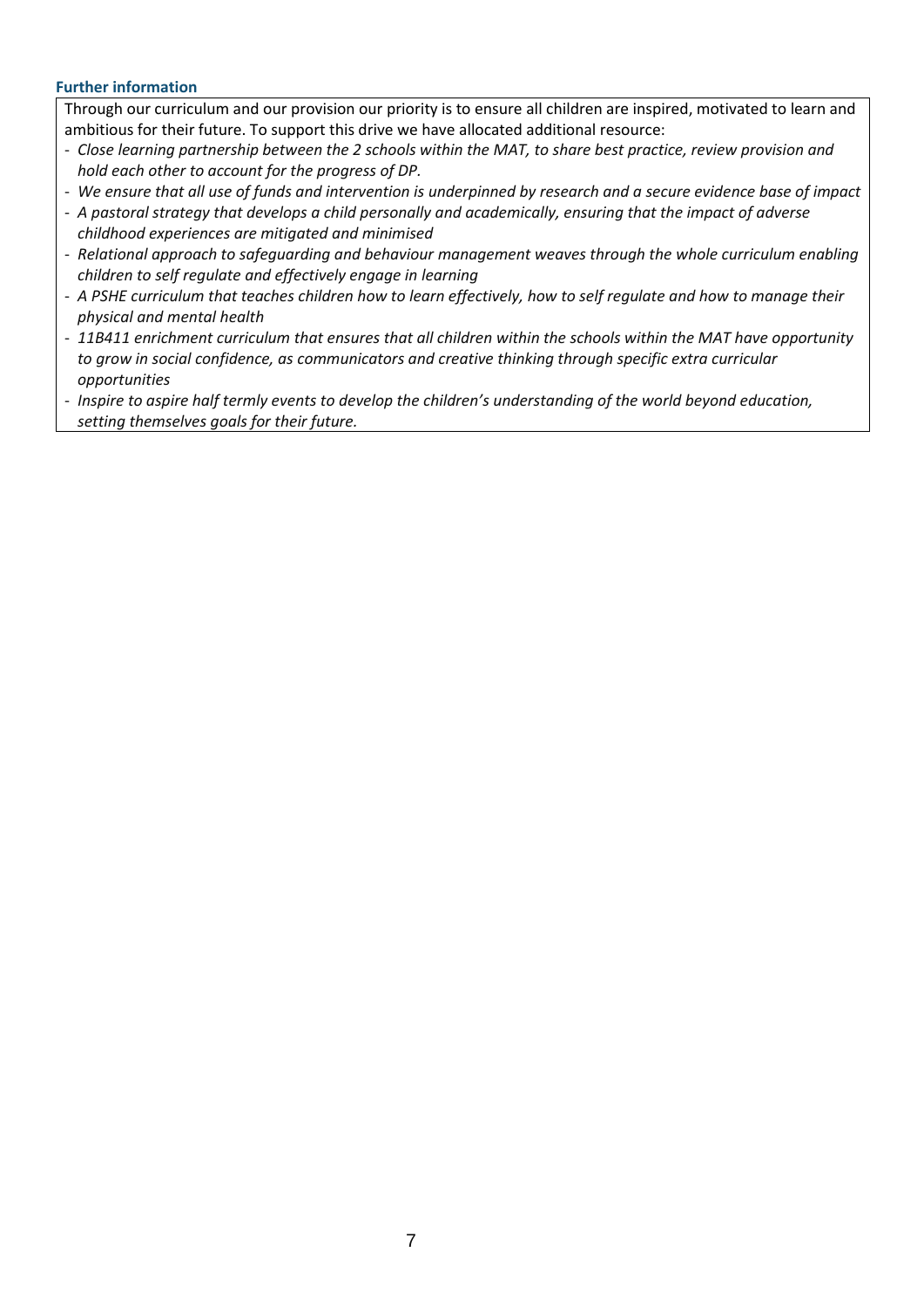### Further information

Through our curriculum and our provision our priority is to ensure all children are inspired, motivated to learn and ambitious for their future. To support this drive we have allocated additional resource:

- *Close learning partnership between the 2 schools within the MAT, to share best practice, review provision and hold each other to account for the progress of DP.*
- *We ensure that all use of funds and intervention is underpinned by research and a secure evidence base of impact*
- *A pastoral strategy that develops a child personally and academically, ensuring that the impact of adverse childhood experiences are mitigated and minimised*
- *Relational approach to safeguarding and behaviour management weaves through the whole curriculum enabling children to self regulate and effectively engage in learning*
- *A PSHE curriculum that teaches children how to learn effectively, how to self regulate and how to manage their physical and mental health*
- *11B411 enrichment curriculum that ensures that all children within the schools within the MAT have opportunity to grow in social confidence, as communicators and creative thinking through specific extra curricular opportunities*
- *Inspire to aspire half termly events to develop the children's understanding of the world beyond education, setting themselves goals for their future.*